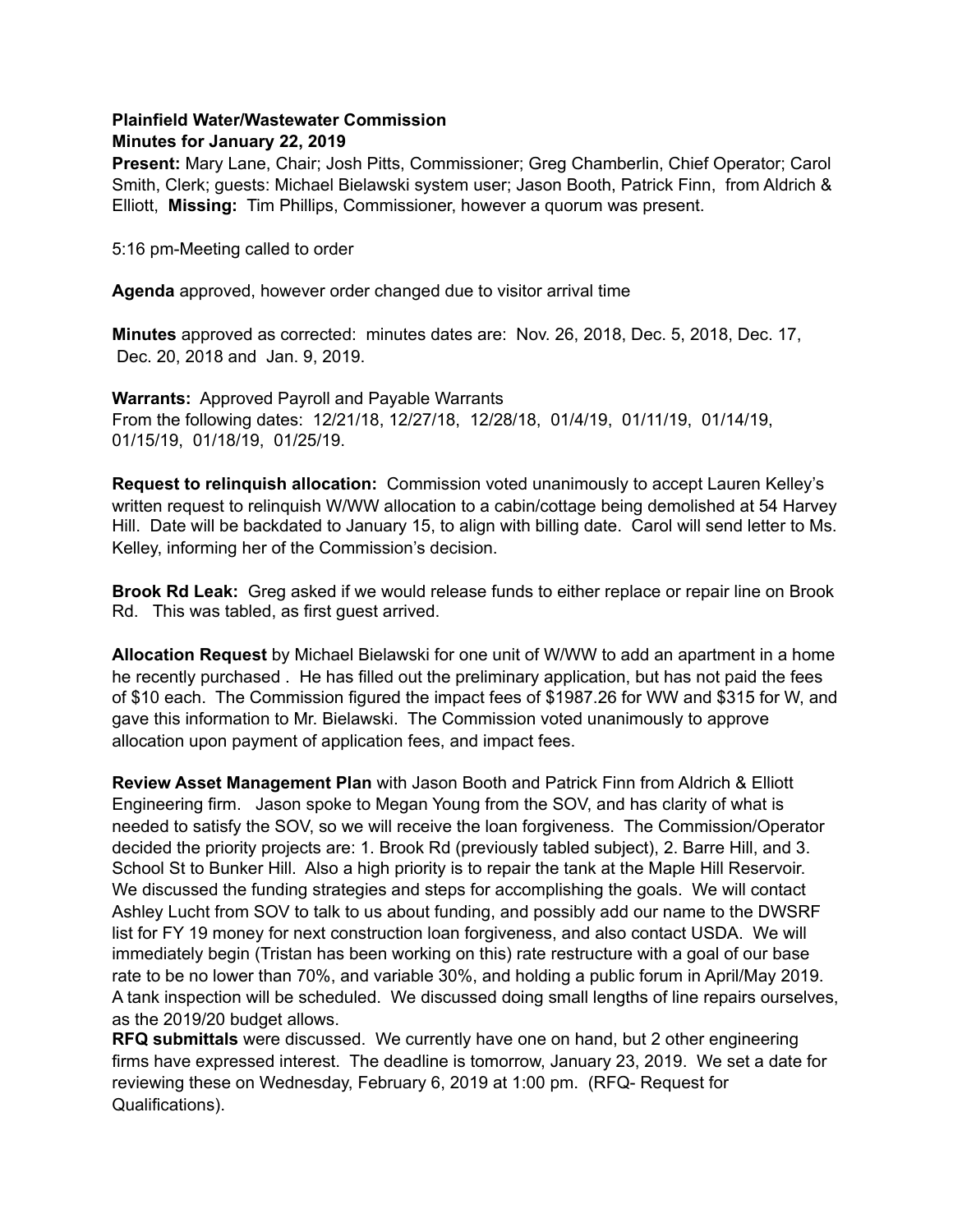**Plainfield Water/Wastewater Commission**
**Minutes for January 22, 2019**

**Present:** Mary Lane, Chair; Josh Pitts, Commissioner; Greg Chamberlin, Chief Operator; Carol Smith, Clerk; guests: Michael Bielawski system user; Jason Booth, Patrick Finn, from Aldrich & Elliott, **Missing:** Tim Phillips, Commissioner, however a quorum was present.

5:16 pm-Meeting called to order

**Agenda** approved, however order changed due to visitor arrival time

**Minutes** approved as corrected: minutes dates are: Nov. 26, 2018, Dec. 5, 2018, Dec. 17, Dec. 20, 2018 and Jan. 9, 2019.

**Warrants:** Approved Payroll and Payable Warrants
From the following dates: 12/21/18, 12/27/18, 12/28/18, 01/4/19, 01/11/19, 01/14/19, 01/15/19, 01/18/19, 01/25/19.

**Request to relinquish allocation:** Commission voted unanimously to accept Lauren Kelley's written request to relinquish W/WW allocation to a cabin/cottage being demolished at 54 Harvey Hill. Date will be backdated to January 15, to align with billing date. Carol will send letter to Ms. Kelley, informing her of the Commission's decision.

**Brook Rd Leak:** Greg asked if we would release funds to either replace or repair line on Brook Rd. This was tabled, as first guest arrived.

**Allocation Request** by Michael Bielawski for one unit of W/WW to add an apartment in a home he recently purchased . He has filled out the preliminary application, but has not paid the fees of $10 each. The Commission figured the impact fees of $1987.26 for WW and $315 for W, and gave this information to Mr. Bielawski. The Commission voted unanimously to approve allocation upon payment of application fees, and impact fees.

**Review Asset Management Plan** with Jason Booth and Patrick Finn from Aldrich & Elliott Engineering firm. Jason spoke to Megan Young from the SOV, and has clarity of what is needed to satisfy the SOV, so we will receive the loan forgiveness. The Commission/Operator decided the priority projects are: 1. Brook Rd (previously tabled subject), 2. Barre Hill, and 3. School St to Bunker Hill. Also a high priority is to repair the tank at the Maple Hill Reservoir. We discussed the funding strategies and steps for accomplishing the goals. We will contact Ashley Lucht from SOV to talk to us about funding, and possibly add our name to the DWSRF list for FY 19 money for next construction loan forgiveness, and also contact USDA. We will immediately begin (Tristan has been working on this) rate restructure with a goal of our base rate to be no lower than 70%, and variable 30%, and holding a public forum in April/May 2019. A tank inspection will be scheduled. We discussed doing small lengths of line repairs ourselves, as the 2019/20 budget allows.

**RFQ submittals** were discussed. We currently have one on hand, but 2 other engineering firms have expressed interest. The deadline is tomorrow, January 23, 2019. We set a date for reviewing these on Wednesday, February 6, 2019 at 1:00 pm. (RFQ- Request for Qualifications).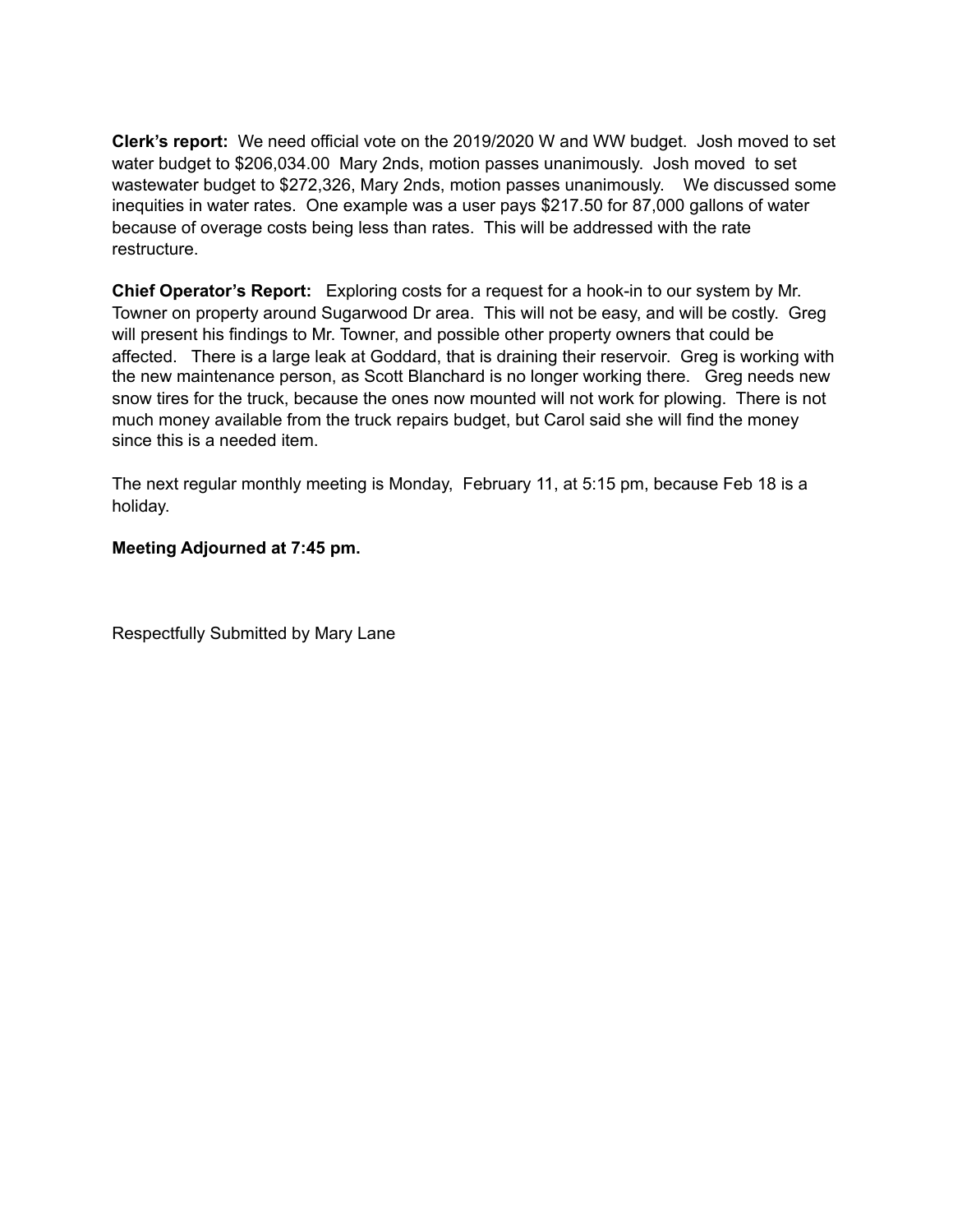**Clerk's report:** We need official vote on the 2019/2020 W and WW budget. Josh moved to set water budget to $206,034.00 Mary 2nds, motion passes unanimously. Josh moved to set wastewater budget to $272,326, Mary 2nds, motion passes unanimously. We discussed some inequities in water rates. One example was a user pays $217.50 for 87,000 gallons of water because of overage costs being less than rates. This will be addressed with the rate restructure.

**Chief Operator's Report:** Exploring costs for a request for a hook-in to our system by Mr. Towner on property around Sugarwood Dr area. This will not be easy, and will be costly. Greg will present his findings to Mr. Towner, and possible other property owners that could be affected. There is a large leak at Goddard, that is draining their reservoir. Greg is working with the new maintenance person, as Scott Blanchard is no longer working there. Greg needs new snow tires for the truck, because the ones now mounted will not work for plowing. There is not much money available from the truck repairs budget, but Carol said she will find the money since this is a needed item.

The next regular monthly meeting is Monday, February 11, at 5:15 pm, because Feb 18 is a holiday.

**Meeting Adjourned at 7:45 pm.**

Respectfully Submitted by Mary Lane